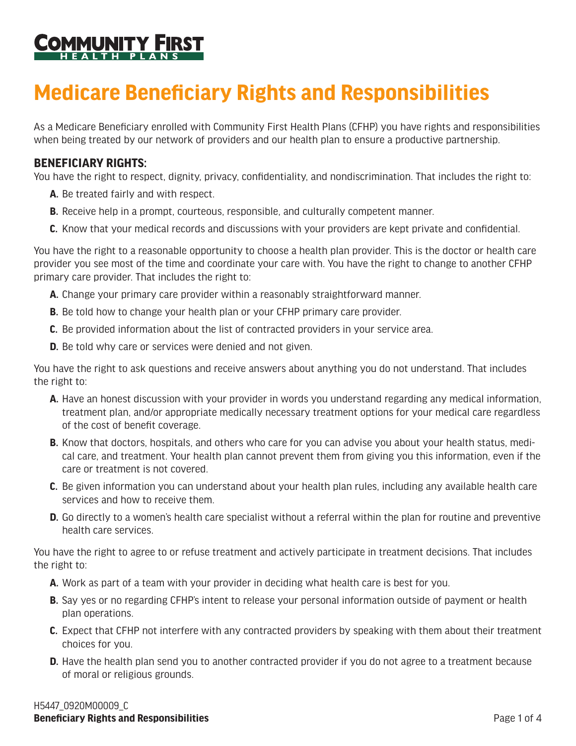**COMMUNITY FIRST**
**HEALTH PLANS**

# Medicare Beneficiary Rights and Responsibilities

As a Medicare Beneficiary enrolled with Community First Health Plans (CFHP) you have rights and responsibilities when being treated by our network of providers and our health plan to ensure a productive partnership.

## BENEFICIARY RIGHTS:

You have the right to respect, dignity, privacy, confidentiality, and nondiscrimination. That includes the right to:

- **A.** Be treated fairly and with respect.
- **B.** Receive help in a prompt, courteous, responsible, and culturally competent manner.
- **C.** Know that your medical records and discussions with your providers are kept private and confidential.

You have the right to a reasonable opportunity to choose a health plan provider. This is the doctor or health care provider you see most of the time and coordinate your care with. You have the right to change to another CFHP primary care provider. That includes the right to:

- **A.** Change your primary care provider within a reasonably straightforward manner.
- **B.** Be told how to change your health plan or your CFHP primary care provider.
- **C.** Be provided information about the list of contracted providers in your service area.
- **D.** Be told why care or services were denied and not given.

You have the right to ask questions and receive answers about anything you do not understand. That includes the right to:

- **A.** Have an honest discussion with your provider in words you understand regarding any medical information, treatment plan, and/or appropriate medically necessary treatment options for your medical care regardless of the cost of benefit coverage.
- **B.** Know that doctors, hospitals, and others who care for you can advise you about your health status, medical care, and treatment. Your health plan cannot prevent them from giving you this information, even if the care or treatment is not covered.
- **C.** Be given information you can understand about your health plan rules, including any available health care services and how to receive them.
- **D.** Go directly to a women's health care specialist without a referral within the plan for routine and preventive health care services.

You have the right to agree to or refuse treatment and actively participate in treatment decisions. That includes the right to:

- **A.** Work as part of a team with your provider in deciding what health care is best for you.
- **B.** Say yes or no regarding CFHP's intent to release your personal information outside of payment or health plan operations.
- **C.** Expect that CFHP not interfere with any contracted providers by speaking with them about their treatment choices for you.
- **D.** Have the health plan send you to another contracted provider if you do not agree to a treatment because of moral or religious grounds.

H5447_0920M00009_C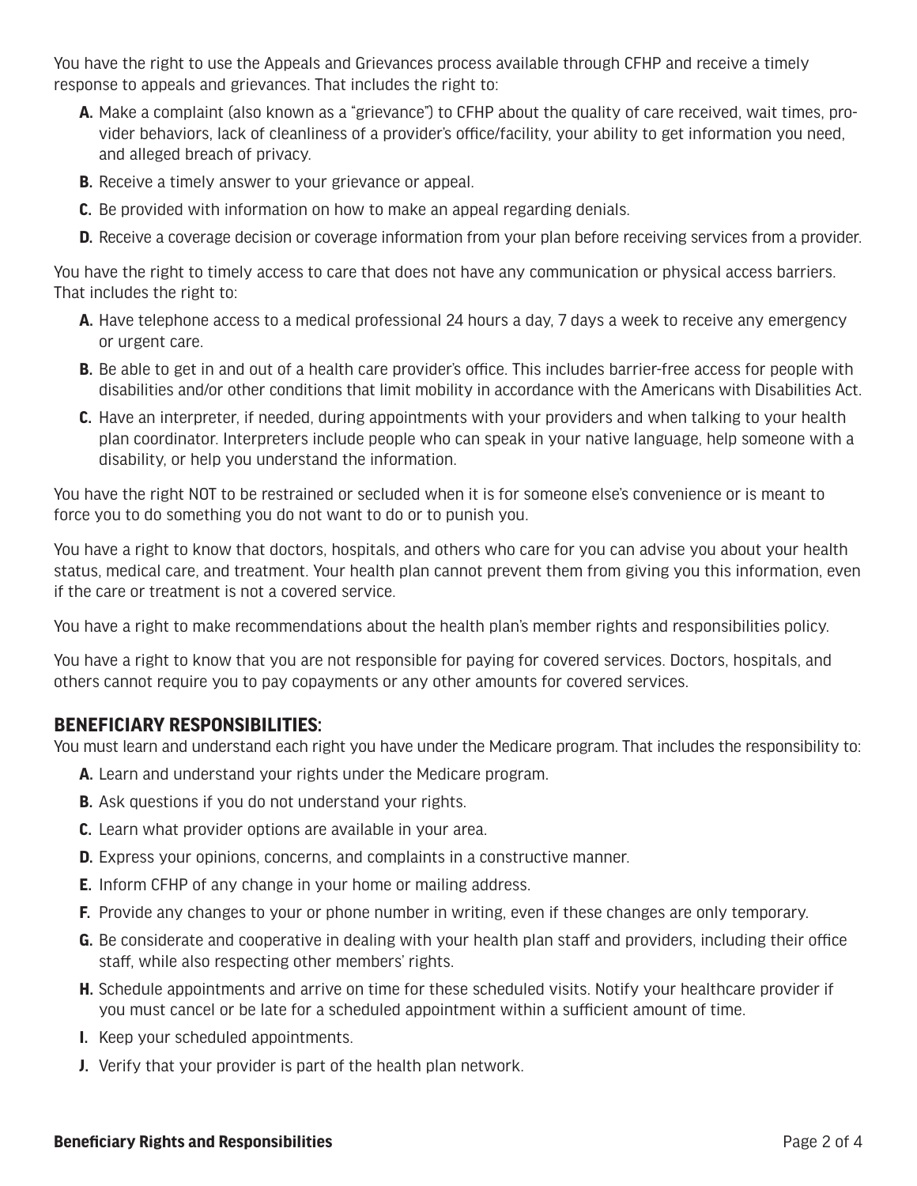You have the right to use the Appeals and Grievances process available through CFHP and receive a timely response to appeals and grievances. That includes the right to:

- **A.** Make a complaint (also known as a "grievance") to CFHP about the quality of care received, wait times, provider behaviors, lack of cleanliness of a provider's office/facility, your ability to get information you need, and alleged breach of privacy.
- **B.** Receive a timely answer to your grievance or appeal.
- **C.** Be provided with information on how to make an appeal regarding denials.
- **D.** Receive a coverage decision or coverage information from your plan before receiving services from a provider.

You have the right to timely access to care that does not have any communication or physical access barriers. That includes the right to:

- **A.** Have telephone access to a medical professional 24 hours a day, 7 days a week to receive any emergency or urgent care.
- **B.** Be able to get in and out of a health care provider's office. This includes barrier-free access for people with disabilities and/or other conditions that limit mobility in accordance with the Americans with Disabilities Act.
- **C.** Have an interpreter, if needed, during appointments with your providers and when talking to your health plan coordinator. Interpreters include people who can speak in your native language, help someone with a disability, or help you understand the information.

You have the right NOT to be restrained or secluded when it is for someone else's convenience or is meant to force you to do something you do not want to do or to punish you.

You have a right to know that doctors, hospitals, and others who care for you can advise you about your health status, medical care, and treatment. Your health plan cannot prevent them from giving you this information, even if the care or treatment is not a covered service.

You have a right to make recommendations about the health plan's member rights and responsibilities policy.

You have a right to know that you are not responsible for paying for covered services. Doctors, hospitals, and others cannot require you to pay copayments or any other amounts for covered services.

## BENEFICIARY RESPONSIBILITIES:

You must learn and understand each right you have under the Medicare program. That includes the responsibility to:

- **A.** Learn and understand your rights under the Medicare program.
- **B.** Ask questions if you do not understand your rights.
- **C.** Learn what provider options are available in your area.
- **D.** Express your opinions, concerns, and complaints in a constructive manner.
- **E.** Inform CFHP of any change in your home or mailing address.
- **F.** Provide any changes to your or phone number in writing, even if these changes are only temporary.
- **G.** Be considerate and cooperative in dealing with your health plan staff and providers, including their office staff, while also respecting other members' rights.
- **H.** Schedule appointments and arrive on time for these scheduled visits. Notify your healthcare provider if you must cancel or be late for a scheduled appointment within a sufficient amount of time.
- **I.** Keep your scheduled appointments.
- **J.** Verify that your provider is part of the health plan network.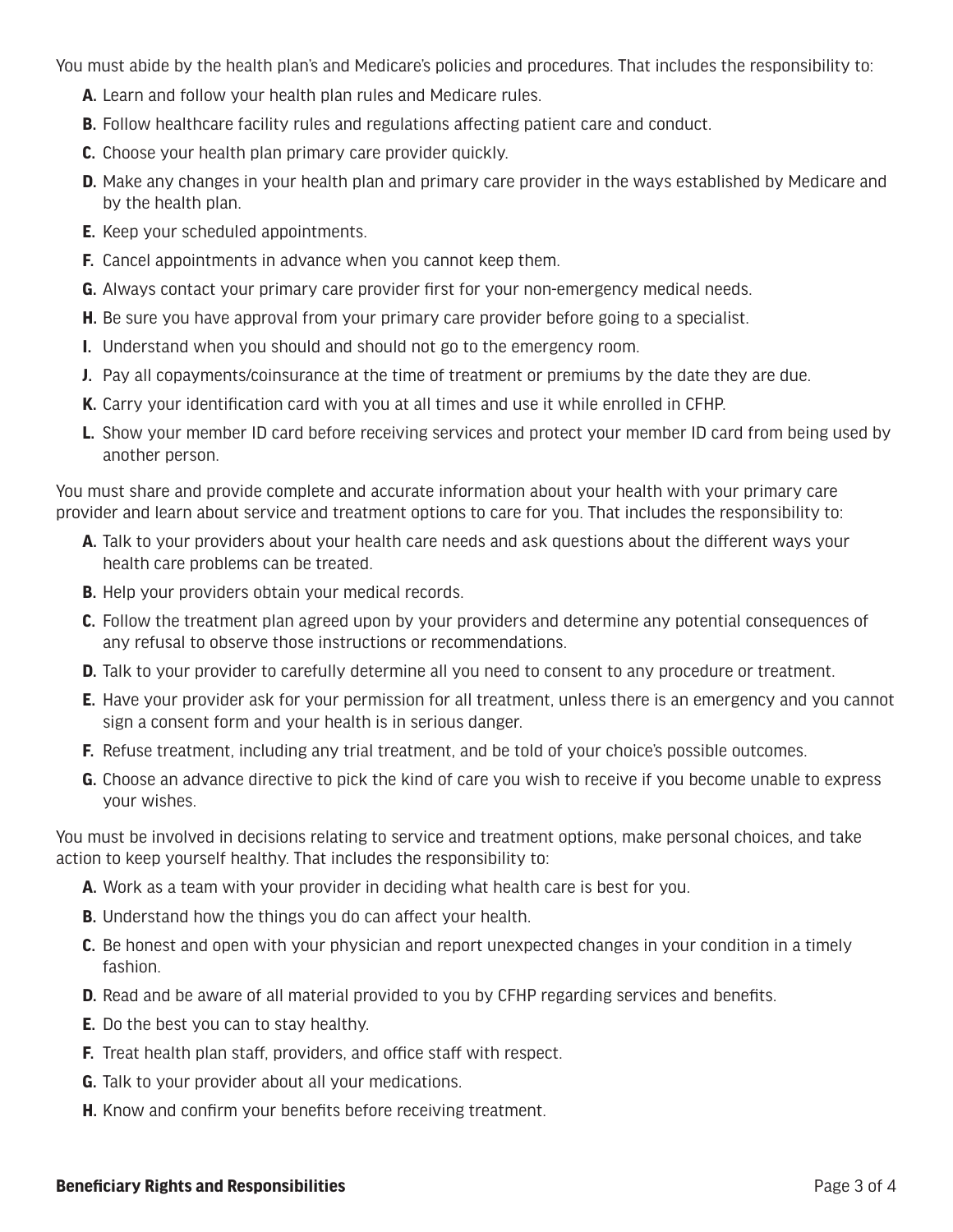You must abide by the health plan's and Medicare's policies and procedures. That includes the responsibility to:

- **A.** Learn and follow your health plan rules and Medicare rules.
- **B.** Follow healthcare facility rules and regulations affecting patient care and conduct.
- **C.** Choose your health plan primary care provider quickly.
- **D.** Make any changes in your health plan and primary care provider in the ways established by Medicare and by the health plan.
- **E.** Keep your scheduled appointments.
- **F.** Cancel appointments in advance when you cannot keep them.
- **G.** Always contact your primary care provider first for your non-emergency medical needs.
- **H.** Be sure you have approval from your primary care provider before going to a specialist.
- **I.** Understand when you should and should not go to the emergency room.
- **J.** Pay all copayments/coinsurance at the time of treatment or premiums by the date they are due.
- **K.** Carry your identification card with you at all times and use it while enrolled in CFHP.
- **L.** Show your member ID card before receiving services and protect your member ID card from being used by another person.

You must share and provide complete and accurate information about your health with your primary care provider and learn about service and treatment options to care for you. That includes the responsibility to:

- **A.** Talk to your providers about your health care needs and ask questions about the different ways your health care problems can be treated.
- **B.** Help your providers obtain your medical records.
- **C.** Follow the treatment plan agreed upon by your providers and determine any potential consequences of any refusal to observe those instructions or recommendations.
- **D.** Talk to your provider to carefully determine all you need to consent to any procedure or treatment.
- **E.** Have your provider ask for your permission for all treatment, unless there is an emergency and you cannot sign a consent form and your health is in serious danger.
- **F.** Refuse treatment, including any trial treatment, and be told of your choice's possible outcomes.
- **G.** Choose an advance directive to pick the kind of care you wish to receive if you become unable to express your wishes.

You must be involved in decisions relating to service and treatment options, make personal choices, and take action to keep yourself healthy. That includes the responsibility to:

- **A.** Work as a team with your provider in deciding what health care is best for you.
- **B.** Understand how the things you do can affect your health.
- **C.** Be honest and open with your physician and report unexpected changes in your condition in a timely fashion.
- **D.** Read and be aware of all material provided to you by CFHP regarding services and benefits.
- **E.** Do the best you can to stay healthy.
- **F.** Treat health plan staff, providers, and office staff with respect.
- **G.** Talk to your provider about all your medications.
- **H.** Know and confirm your benefits before receiving treatment.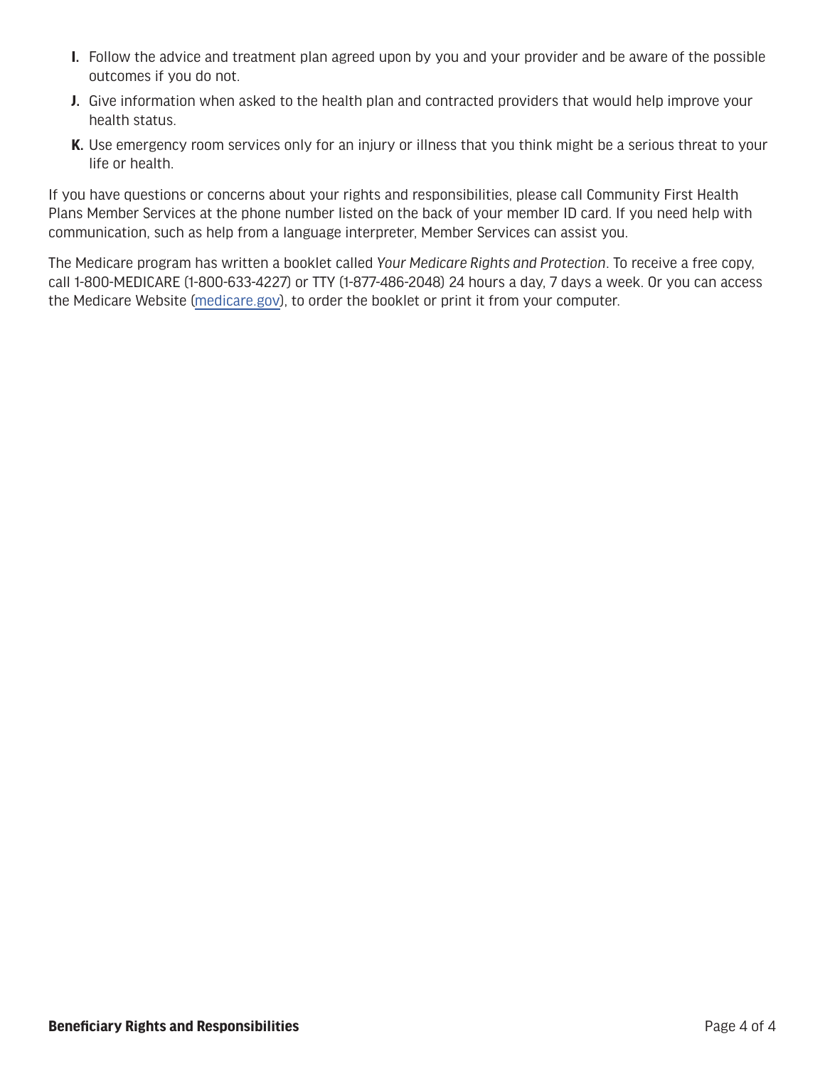I. Follow the advice and treatment plan agreed upon by you and your provider and be aware of the possible outcomes if you do not.

J. Give information when asked to the health plan and contracted providers that would help improve your health status.

K. Use emergency room services only for an injury or illness that you think might be a serious threat to your life or health.

If you have questions or concerns about your rights and responsibilities, please call Community First Health Plans Member Services at the phone number listed on the back of your member ID card. If you need help with communication, such as help from a language interpreter, Member Services can assist you.

The Medicare program has written a booklet called *Your Medicare Rights and Protection*. To receive a free copy, call 1-800-MEDICARE (1-800-633-4227) or TTY (1-877-486-2048) 24 hours a day, 7 days a week. Or you can access the Medicare Website (medicare.gov), to order the booklet or print it from your computer.